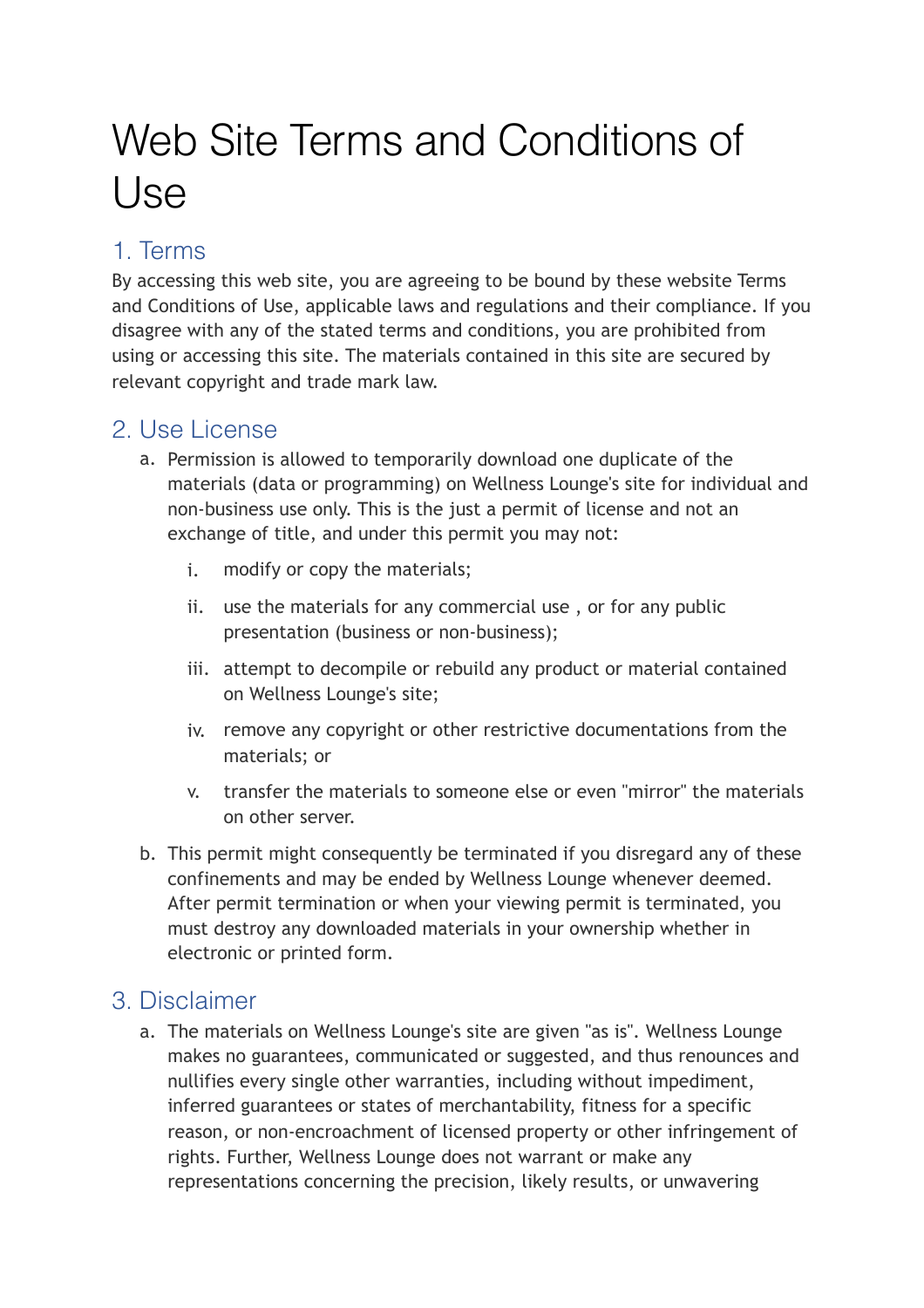# Web Site Terms and Conditions of Use

## 1. Terms

By accessing this web site, you are agreeing to be bound by these website Terms and Conditions of Use, applicable laws and regulations and their compliance. If you disagree with any of the stated terms and conditions, you are prohibited from using or accessing this site. The materials contained in this site are secured by relevant copyright and trade mark law.

## 2. Use License

a. Permission is allowed to temporarily download one duplicate of the materials (data or programming) on Wellness Lounge's site for individual and non-business use only. This is the just a permit of license and not an exchange of title, and under this permit you may not:

   i. modify or copy the materials;

   ii. use the materials for any commercial use , or for any public presentation (business or non-business);

   iii. attempt to decompile or rebuild any product or material contained on Wellness Lounge's site;

   iv. remove any copyright or other restrictive documentations from the materials; or

   v. transfer the materials to someone else or even "mirror" the materials on other server.

b. This permit might consequently be terminated if you disregard any of these confinements and may be ended by Wellness Lounge whenever deemed. After permit termination or when your viewing permit is terminated, you must destroy any downloaded materials in your ownership whether in electronic or printed form.

## 3. Disclaimer

a. The materials on Wellness Lounge's site are given "as is". Wellness Lounge makes no guarantees, communicated or suggested, and thus renounces and nullifies every single other warranties, including without impediment, inferred guarantees or states of merchantability, fitness for a specific reason, or non-encroachment of licensed property or other infringement of rights. Further, Wellness Lounge does not warrant or make any representations concerning the precision, likely results, or unwavering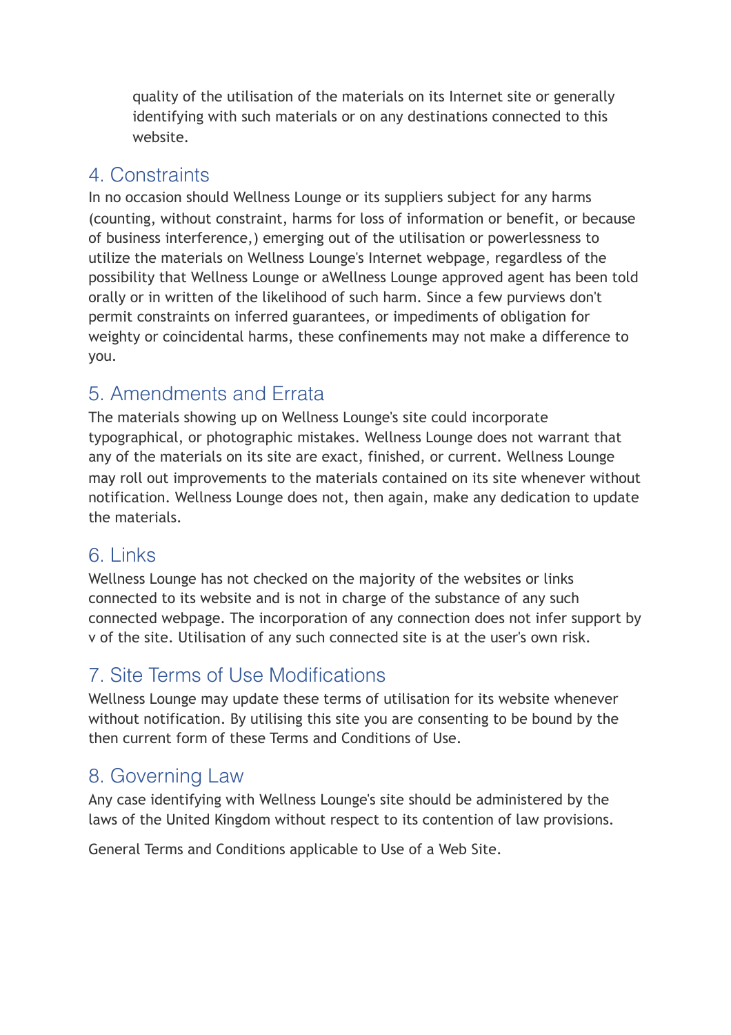quality of the utilisation of the materials on its Internet site or generally identifying with such materials or on any destinations connected to this website.

## 4. Constraints

In no occasion should Wellness Lounge or its suppliers subject for any harms (counting, without constraint, harms for loss of information or benefit, or because of business interference,) emerging out of the utilisation or powerlessness to utilize the materials on Wellness Lounge's Internet webpage, regardless of the possibility that Wellness Lounge or aWellness Lounge approved agent has been told orally or in written of the likelihood of such harm. Since a few purviews don't permit constraints on inferred guarantees, or impediments of obligation for weighty or coincidental harms, these confinements may not make a difference to you.

## 5. Amendments and Errata

The materials showing up on Wellness Lounge's site could incorporate typographical, or photographic mistakes. Wellness Lounge does not warrant that any of the materials on its site are exact, finished, or current. Wellness Lounge may roll out improvements to the materials contained on its site whenever without notification. Wellness Lounge does not, then again, make any dedication to update the materials.

## 6. Links

Wellness Lounge has not checked on the majority of the websites or links connected to its website and is not in charge of the substance of any such connected webpage. The incorporation of any connection does not infer support by v of the site. Utilisation of any such connected site is at the user's own risk.

## 7. Site Terms of Use Modifications

Wellness Lounge may update these terms of utilisation for its website whenever without notification. By utilising this site you are consenting to be bound by the then current form of these Terms and Conditions of Use.

## 8. Governing Law

Any case identifying with Wellness Lounge's site should be administered by the laws of the United Kingdom without respect to its contention of law provisions.

General Terms and Conditions applicable to Use of a Web Site.